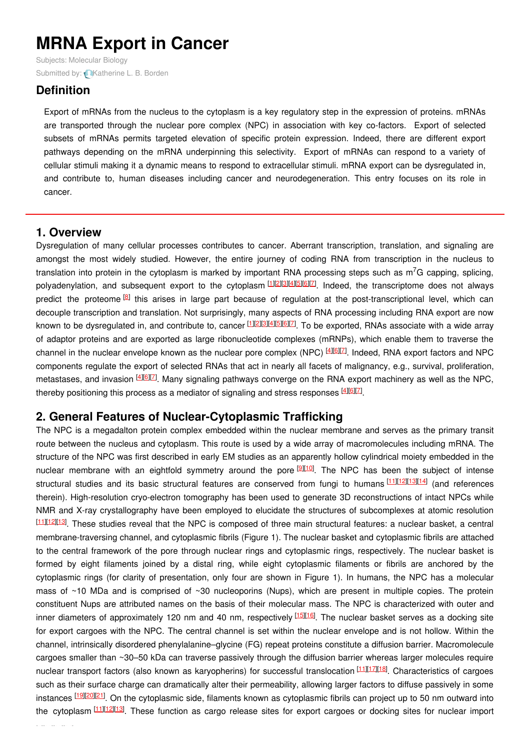# MRNA Export in Cancer

Subjects: Molecular Biology

Submitted by: Katherine L. B. Borden

## Definition

Export of mRNAs from the nucleus to the cytoplasm is a key regulatory step in the expression of proteins. mRNAs are transported through the nuclear pore complex (NPC) in association with key co-factors. Export of selected subsets of mRNAs permits targeted elevation of specific protein expression. Indeed, there are different export pathways depending on the mRNA underpinning this selectivity. Export of mRNAs can respond to a variety of cellular stimuli making it a dynamic means to respond to extracellular stimuli. mRNA export can be dysregulated in, and contribute to, human diseases including cancer and neurodegeneration. This entry focuses on its role in cancer.

## 1. Overview

Dysregulation of many cellular processes contributes to cancer. Aberrant transcription, translation, and signaling are amongst the most widely studied. However, the entire journey of coding RNA from transcription in the nucleus to translation into protein in the cytoplasm is marked by important RNA processing steps such as $m^7G$ capping, splicing, polyadenylation, and subsequent export to the cytoplasm [1][2][3][4][5][6][7]. Indeed, the transcriptome does not always predict the proteome [8] this arises in large part because of regulation at the post-transcriptional level, which can decouple transcription and translation. Not surprisingly, many aspects of RNA processing including RNA export are now known to be dysregulated in, and contribute to, cancer [1][2][3][4][5][6][7]. To be exported, RNAs associate with a wide array of adaptor proteins and are exported as large ribonucleotide complexes (mRNPs), which enable them to traverse the channel in the nuclear envelope known as the nuclear pore complex (NPC) [4][6][7]. Indeed, RNA export factors and NPC components regulate the export of selected RNAs that act in nearly all facets of malignancy, e.g., survival, proliferation, metastases, and invasion [4][6][7]. Many signaling pathways converge on the RNA export machinery as well as the NPC, thereby positioning this process as a mediator of signaling and stress responses [4][6][7].

## 2. General Features of Nuclear-Cytoplasmic Trafficking

The NPC is a megadalton protein complex embedded within the nuclear membrane and serves as the primary transit route between the nucleus and cytoplasm. This route is used by a wide array of macromolecules including mRNA. The structure of the NPC was first described in early EM studies as an apparently hollow cylindrical moiety embedded in the nuclear membrane with an eightfold symmetry around the pore [9][10]. The NPC has been the subject of intense structural studies and its basic structural features are conserved from fungi to humans [11][12][13][14] (and references therein). High-resolution cryo-electron tomography has been used to generate 3D reconstructions of intact NPCs while NMR and X-ray crystallography have been employed to elucidate the structures of subcomplexes at atomic resolution [11][12][13]. These studies reveal that the NPC is composed of three main structural features: a nuclear basket, a central membrane-traversing channel, and cytoplasmic fibrils (Figure 1). The nuclear basket and cytoplasmic fibrils are attached to the central framework of the pore through nuclear rings and cytoplasmic rings, respectively. The nuclear basket is formed by eight filaments joined by a distal ring, while eight cytoplasmic filaments or fibrils are anchored by the cytoplasmic rings (for clarity of presentation, only four are shown in Figure 1). In humans, the NPC has a molecular mass of ~10 MDa and is comprised of ~30 nucleoporins (Nups), which are present in multiple copies. The protein constituent Nups are attributed names on the basis of their molecular mass. The NPC is characterized with outer and inner diameters of approximately 120 nm and 40 nm, respectively [15][16]. The nuclear basket serves as a docking site for export cargoes with the NPC. The central channel is set within the nuclear envelope and is not hollow. Within the channel, intrinsically disordered phenylalanine–glycine (FG) repeat proteins constitute a diffusion barrier. Macromolecule cargoes smaller than ~30–50 kDa can traverse passively through the diffusion barrier whereas larger molecules require nuclear transport factors (also known as karyopherins) for successful translocation [11][17][18]. Characteristics of cargoes such as their surface charge can dramatically alter their permeability, allowing larger factors to diffuse passively in some instances [19][20][21]. On the cytoplasmic side, filaments known as cytoplasmic fibrils can project up to 50 nm outward into the cytoplasm [11][12][13]. These function as cargo release sites for export cargoes or docking sites for nuclear import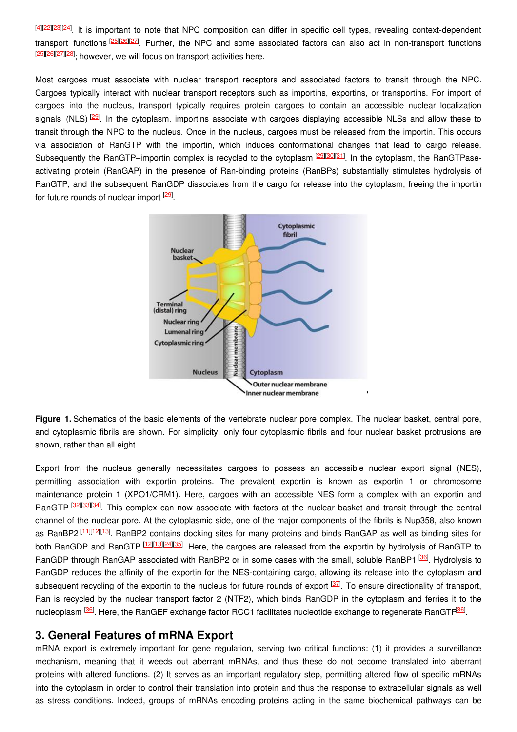[4][22][23][24]. It is important to note that NPC composition can differ in specific cell types, revealing context-dependent transport functions [25][26][27]. Further, the NPC and some associated factors can also act in non-transport functions [25][26][27][28]; however, we will focus on transport activities here.

Most cargoes must associate with nuclear transport receptors and associated factors to transit through the NPC. Cargoes typically interact with nuclear transport receptors such as importins, exportins, or transportins. For import of cargoes into the nucleus, transport typically requires protein cargoes to contain an accessible nuclear localization signals (NLS) [29]. In the cytoplasm, importins associate with cargoes displaying accessible NLSs and allow these to transit through the NPC to the nucleus. Once in the nucleus, cargoes must be released from the importin. This occurs via association of RanGTP with the importin, which induces conformational changes that lead to cargo release. Subsequently the RanGTP–importin complex is recycled to the cytoplasm [29][30][31]. In the cytoplasm, the RanGTPase-activating protein (RanGAP) in the presence of Ran-binding proteins (RanBPs) substantially stimulates hydrolysis of RanGTP, and the subsequent RanGDP dissociates from the cargo for release into the cytoplasm, freeing the importin for future rounds of nuclear import [29].

**Figure 1.** Schematics of the basic elements of the vertebrate nuclear pore complex. The nuclear basket, central pore, and cytoplasmic fibrils are shown. For simplicity, only four cytoplasmic fibrils and four nuclear basket protrusions are shown, rather than all eight.

Export from the nucleus generally necessitates cargoes to possess an accessible nuclear export signal (NES), permitting association with exportin proteins. The prevalent exportin is known as exportin 1 or chromosome maintenance protein 1 (XPO1/CRM1). Here, cargoes with an accessible NES form a complex with an exportin and RanGTP [32][33][34]. This complex can now associate with factors at the nuclear basket and transit through the central channel of the nuclear pore. At the cytoplasmic side, one of the major components of the fibrils is Nup358, also known as RanBP2 [11][12][13]. RanBP2 contains docking sites for many proteins and binds RanGAP as well as binding sites for both RanGDP and RanGTP [12][13][24][35]. Here, the cargoes are released from the exportin by hydrolysis of RanGTP to RanGDP through RanGAP associated with RanBP2 or in some cases with the small, soluble RanBP1 [36]. Hydrolysis to RanGDP reduces the affinity of the exportin for the NES-containing cargo, allowing its release into the cytoplasm and subsequent recycling of the exportin to the nucleus for future rounds of export [37]. To ensure directionality of transport, Ran is recycled by the nuclear transport factor 2 (NTF2), which binds RanGDP in the cytoplasm and ferries it to the nucleoplasm [36]. Here, the RanGEF exchange factor RCC1 facilitates nucleotide exchange to regenerate RanGTP[36].

## 3. General Features of mRNA Export

mRNA export is extremely important for gene regulation, serving two critical functions: (1) it provides a surveillance mechanism, meaning that it weeds out aberrant mRNAs, and thus these do not become translated into aberrant proteins with altered functions. (2) It serves as an important regulatory step, permitting altered flow of specific mRNAs into the cytoplasm in order to control their translation into protein and thus the response to extracellular signals as well as stress conditions. Indeed, groups of mRNAs encoding proteins acting in the same biochemical pathways can be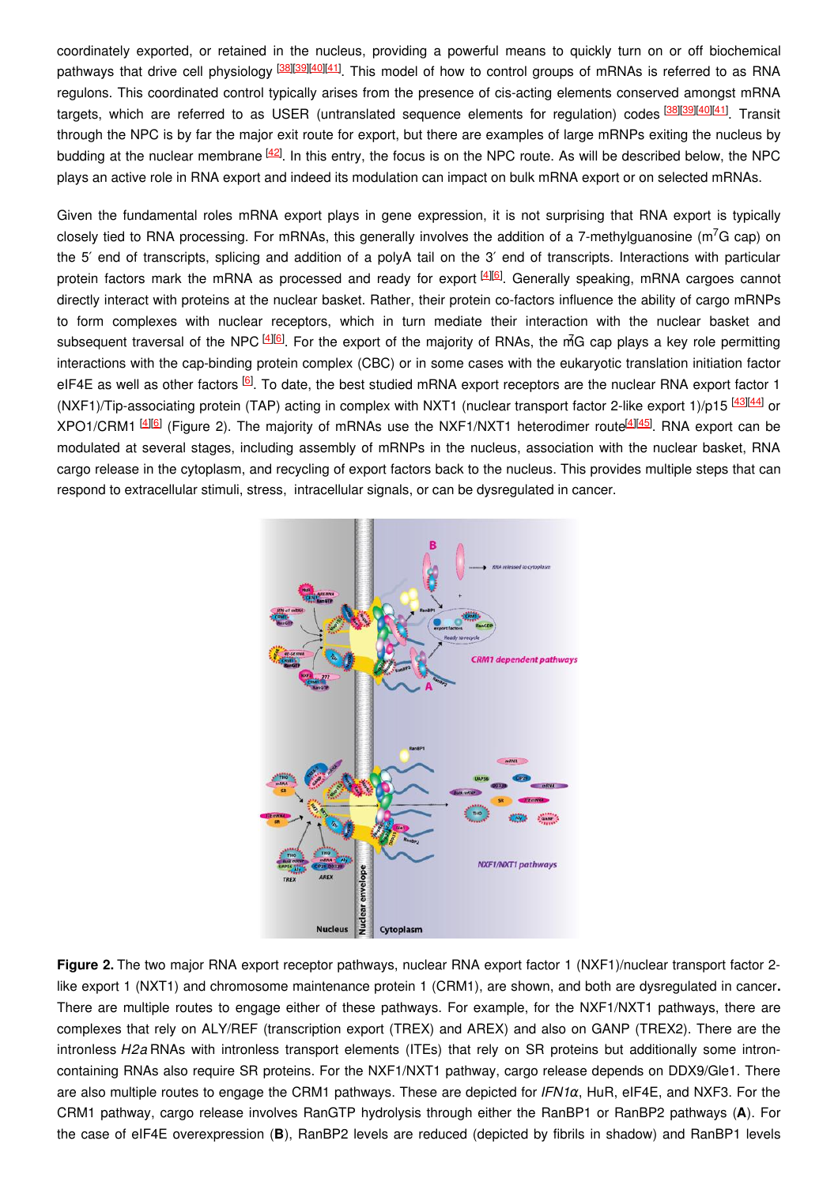coordinately exported, or retained in the nucleus, providing a powerful means to quickly turn on or off biochemical pathways that drive cell physiology [38][39][40][41]. This model of how to control groups of mRNAs is referred to as RNA regulons. This coordinated control typically arises from the presence of cis-acting elements conserved amongst mRNA targets, which are referred to as USER (untranslated sequence elements for regulation) codes [38][39][40][41]. Transit through the NPC is by far the major exit route for export, but there are examples of large mRNPs exiting the nucleus by budding at the nuclear membrane [42]. In this entry, the focus is on the NPC route. As will be described below, the NPC plays an active role in RNA export and indeed its modulation can impact on bulk mRNA export or on selected mRNAs.

Given the fundamental roles mRNA export plays in gene expression, it is not surprising that RNA export is typically closely tied to RNA processing. For mRNAs, this generally involves the addition of a 7-methylguanosine ($m^7G$ cap) on the 5′ end of transcripts, splicing and addition of a polyA tail on the 3′ end of transcripts. Interactions with particular protein factors mark the mRNA as processed and ready for export [4][6]. Generally speaking, mRNA cargoes cannot directly interact with proteins at the nuclear basket. Rather, their protein co-factors influence the ability of cargo mRNPs to form complexes with nuclear receptors, which in turn mediate their interaction with the nuclear basket and subsequent traversal of the NPC [4][6]. For the export of the majority of RNAs, the $m^7G$ cap plays a key role permitting interactions with the cap-binding protein complex (CBC) or in some cases with the eukaryotic translation initiation factor eIF4E as well as other factors [6]. To date, the best studied mRNA export receptors are the nuclear RNA export factor 1 (NXF1)/Tip-associating protein (TAP) acting in complex with NXT1 (nuclear transport factor 2-like export 1)/p15 [43][44] or XPO1/CRM1 [4][6] (Figure 2). The majority of mRNAs use the NXF1/NXT1 heterodimer route[4][45]. RNA export can be modulated at several stages, including assembly of mRNPs in the nucleus, association with the nuclear basket, RNA cargo release in the cytoplasm, and recycling of export factors back to the nucleus. This provides multiple steps that can respond to extracellular stimuli, stress, intracellular signals, or can be dysregulated in cancer.

**Figure 2.** The two major RNA export receptor pathways, nuclear RNA export factor 1 (NXF1)/nuclear transport factor 2-like export 1 (NXT1) and chromosome maintenance protein 1 (CRM1), are shown, and both are dysregulated in cancer**.** There are multiple routes to engage either of these pathways. For example, for the NXF1/NXT1 pathways, there are complexes that rely on ALY/REF (transcription export (TREX) and AREX) and also on GANP (TREX2). There are the intronless *H2a* RNAs with intronless transport elements (ITEs) that rely on SR proteins but additionally some intron-containing RNAs also require SR proteins. For the NXF1/NXT1 pathway, cargo release depends on DDX9/Gle1. There are also multiple routes to engage the CRM1 pathways. These are depicted for *IFN1α*, HuR, eIF4E, and NXF3. For the CRM1 pathway, cargo release involves RanGTP hydrolysis through either the RanBP1 or RanBP2 pathways (**A**). For the case of eIF4E overexpression (**B**), RanBP2 levels are reduced (depicted by fibrils in shadow) and RanBP1 levels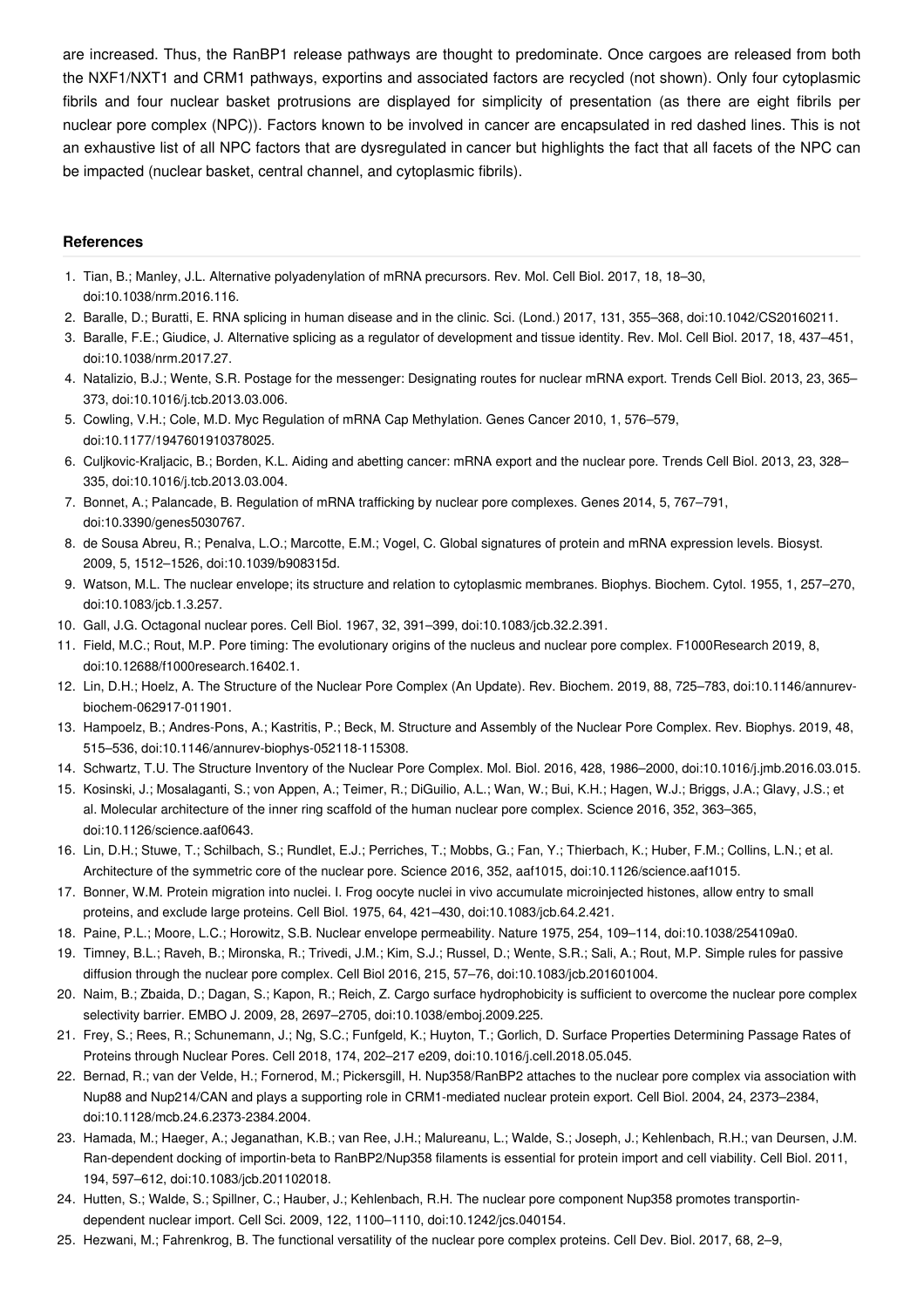are increased. Thus, the RanBP1 release pathways are thought to predominate. Once cargoes are released from both the NXF1/NXT1 and CRM1 pathways, exportins and associated factors are recycled (not shown). Only four cytoplasmic fibrils and four nuclear basket protrusions are displayed for simplicity of presentation (as there are eight fibrils per nuclear pore complex (NPC)). Factors known to be involved in cancer are encapsulated in red dashed lines. This is not an exhaustive list of all NPC factors that are dysregulated in cancer but highlights the fact that all facets of the NPC can be impacted (nuclear basket, central channel, and cytoplasmic fibrils).

### References

1. Tian, B.; Manley, J.L. Alternative polyadenylation of mRNA precursors. Rev. Mol. Cell Biol. 2017, 18, 18–30, doi:10.1038/nrm.2016.116.
2. Baralle, D.; Buratti, E. RNA splicing in human disease and in the clinic. Sci. (Lond.) 2017, 131, 355–368, doi:10.1042/CS20160211.
3. Baralle, F.E.; Giudice, J. Alternative splicing as a regulator of development and tissue identity. Rev. Mol. Cell Biol. 2017, 18, 437–451, doi:10.1038/nrm.2017.27.
4. Natalizio, B.J.; Wente, S.R. Postage for the messenger: Designating routes for nuclear mRNA export. Trends Cell Biol. 2013, 23, 365–373, doi:10.1016/j.tcb.2013.03.006.
5. Cowling, V.H.; Cole, M.D. Myc Regulation of mRNA Cap Methylation. Genes Cancer 2010, 1, 576–579, doi:10.1177/1947601910378025.
6. Culjkovic-Kraljacic, B.; Borden, K.L. Aiding and abetting cancer: mRNA export and the nuclear pore. Trends Cell Biol. 2013, 23, 328–335, doi:10.1016/j.tcb.2013.03.004.
7. Bonnet, A.; Palancade, B. Regulation of mRNA trafficking by nuclear pore complexes. Genes 2014, 5, 767–791, doi:10.3390/genes5030767.
8. de Sousa Abreu, R.; Penalva, L.O.; Marcotte, E.M.; Vogel, C. Global signatures of protein and mRNA expression levels. Biosyst. 2009, 5, 1512–1526, doi:10.1039/b908315d.
9. Watson, M.L. The nuclear envelope; its structure and relation to cytoplasmic membranes. Biophys. Biochem. Cytol. 1955, 1, 257–270, doi:10.1083/jcb.1.3.257.
10. Gall, J.G. Octagonal nuclear pores. Cell Biol. 1967, 32, 391–399, doi:10.1083/jcb.32.2.391.
11. Field, M.C.; Rout, M.P. Pore timing: The evolutionary origins of the nucleus and nuclear pore complex. F1000Research 2019, 8, doi:10.12688/f1000research.16402.1.
12. Lin, D.H.; Hoelz, A. The Structure of the Nuclear Pore Complex (An Update). Rev. Biochem. 2019, 88, 725–783, doi:10.1146/annurev-biochem-062917-011901.
13. Hampoelz, B.; Andres-Pons, A.; Kastritis, P.; Beck, M. Structure and Assembly of the Nuclear Pore Complex. Rev. Biophys. 2019, 48, 515–536, doi:10.1146/annurev-biophys-052118-115308.
14. Schwartz, T.U. The Structure Inventory of the Nuclear Pore Complex. Mol. Biol. 2016, 428, 1986–2000, doi:10.1016/j.jmb.2016.03.015.
15. Kosinski, J.; Mosalaganti, S.; von Appen, A.; Teimer, R.; DiGuilio, A.L.; Wan, W.; Bui, K.H.; Hagen, W.J.; Briggs, J.A.; Glavy, J.S.; et al. Molecular architecture of the inner ring scaffold of the human nuclear pore complex. Science 2016, 352, 363–365, doi:10.1126/science.aaf0643.
16. Lin, D.H.; Stuwe, T.; Schilbach, S.; Rundlet, E.J.; Perriches, T.; Mobbs, G.; Fan, Y.; Thierbach, K.; Huber, F.M.; Collins, L.N.; et al. Architecture of the symmetric core of the nuclear pore. Science 2016, 352, aaf1015, doi:10.1126/science.aaf1015.
17. Bonner, W.M. Protein migration into nuclei. I. Frog oocyte nuclei in vivo accumulate microinjected histones, allow entry to small proteins, and exclude large proteins. Cell Biol. 1975, 64, 421–430, doi:10.1083/jcb.64.2.421.
18. Paine, P.L.; Moore, L.C.; Horowitz, S.B. Nuclear envelope permeability. Nature 1975, 254, 109–114, doi:10.1038/254109a0.
19. Timney, B.L.; Raveh, B.; Mironska, R.; Trivedi, J.M.; Kim, S.J.; Russel, D.; Wente, S.R.; Sali, A.; Rout, M.P. Simple rules for passive diffusion through the nuclear pore complex. Cell Biol 2016, 215, 57–76, doi:10.1083/jcb.201601004.
20. Naim, B.; Zbaida, D.; Dagan, S.; Kapon, R.; Reich, Z. Cargo surface hydrophobicity is sufficient to overcome the nuclear pore complex selectivity barrier. EMBO J. 2009, 28, 2697–2705, doi:10.1038/emboj.2009.225.
21. Frey, S.; Rees, R.; Schunemann, J.; Ng, S.C.; Funfgeld, K.; Huyton, T.; Gorlich, D. Surface Properties Determining Passage Rates of Proteins through Nuclear Pores. Cell 2018, 174, 202–217 e209, doi:10.1016/j.cell.2018.05.045.
22. Bernad, R.; van der Velde, H.; Fornerod, M.; Pickersgill, H. Nup358/RanBP2 attaches to the nuclear pore complex via association with Nup88 and Nup214/CAN and plays a supporting role in CRM1-mediated nuclear protein export. Cell Biol. 2004, 24, 2373–2384, doi:10.1128/mcb.24.6.2373-2384.2004.
23. Hamada, M.; Haeger, A.; Jeganathan, K.B.; van Ree, J.H.; Malureanu, L.; Walde, S.; Joseph, J.; Kehlenbach, R.H.; van Deursen, J.M. Ran-dependent docking of importin-beta to RanBP2/Nup358 filaments is essential for protein import and cell viability. Cell Biol. 2011, 194, 597–612, doi:10.1083/jcb.201102018.
24. Hutten, S.; Walde, S.; Spillner, C.; Hauber, J.; Kehlenbach, R.H. The nuclear pore component Nup358 promotes transportin-dependent nuclear import. Cell Sci. 2009, 122, 1100–1110, doi:10.1242/jcs.040154.
25. Hezwani, M.; Fahrenkrog, B. The functional versatility of the nuclear pore complex proteins. Cell Dev. Biol. 2017, 68, 2–9,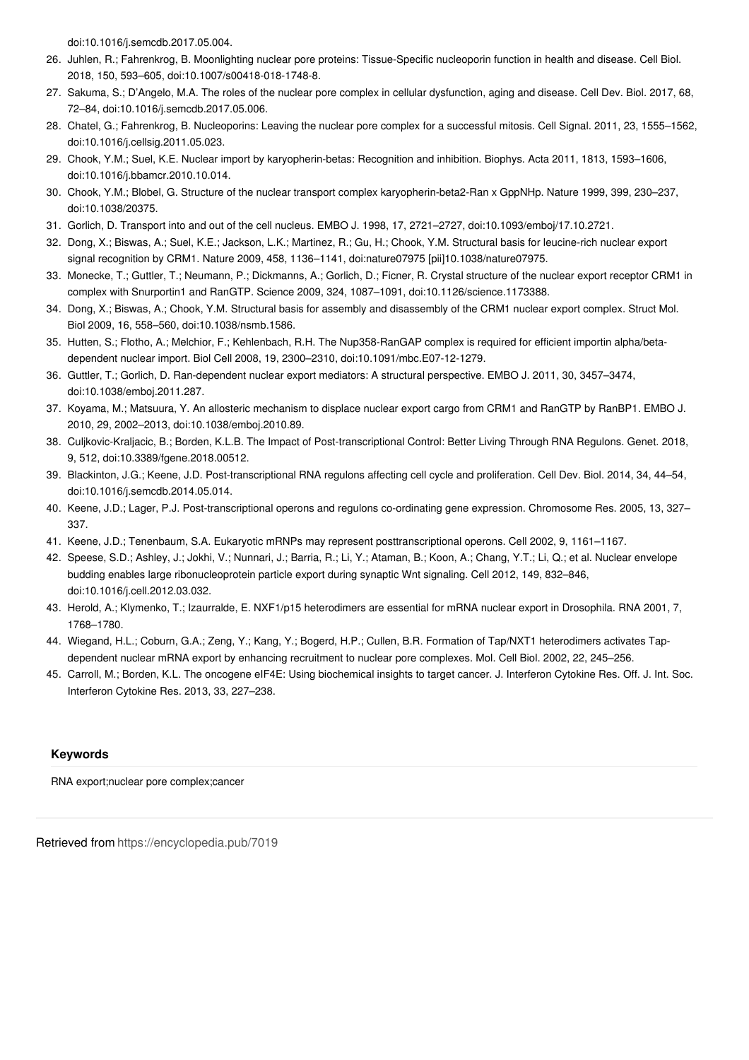doi:10.1016/j.semcdb.2017.05.004.

26. Juhlen, R.; Fahrenkrog, B. Moonlighting nuclear pore proteins: Tissue-Specific nucleoporin function in health and disease. Cell Biol. 2018, 150, 593–605, doi:10.1007/s00418-018-1748-8.
27. Sakuma, S.; D'Angelo, M.A. The roles of the nuclear pore complex in cellular dysfunction, aging and disease. Cell Dev. Biol. 2017, 68, 72–84, doi:10.1016/j.semcdb.2017.05.006.
28. Chatel, G.; Fahrenkrog, B. Nucleoporins: Leaving the nuclear pore complex for a successful mitosis. Cell Signal. 2011, 23, 1555–1562, doi:10.1016/j.cellsig.2011.05.023.
29. Chook, Y.M.; Suel, K.E. Nuclear import by karyopherin-betas: Recognition and inhibition. Biophys. Acta 2011, 1813, 1593–1606, doi:10.1016/j.bbamcr.2010.10.014.
30. Chook, Y.M.; Blobel, G. Structure of the nuclear transport complex karyopherin-beta2-Ran x GppNHp. Nature 1999, 399, 230–237, doi:10.1038/20375.
31. Gorlich, D. Transport into and out of the cell nucleus. EMBO J. 1998, 17, 2721–2727, doi:10.1093/emboj/17.10.2721.
32. Dong, X.; Biswas, A.; Suel, K.E.; Jackson, L.K.; Martinez, R.; Gu, H.; Chook, Y.M. Structural basis for leucine-rich nuclear export signal recognition by CRM1. Nature 2009, 458, 1136–1141, doi:nature07975 [pii]10.1038/nature07975.
33. Monecke, T.; Guttler, T.; Neumann, P.; Dickmanns, A.; Gorlich, D.; Ficner, R. Crystal structure of the nuclear export receptor CRM1 in complex with Snurportin1 and RanGTP. Science 2009, 324, 1087–1091, doi:10.1126/science.1173388.
34. Dong, X.; Biswas, A.; Chook, Y.M. Structural basis for assembly and disassembly of the CRM1 nuclear export complex. Struct Mol. Biol 2009, 16, 558–560, doi:10.1038/nsmb.1586.
35. Hutten, S.; Flotho, A.; Melchior, F.; Kehlenbach, R.H. The Nup358-RanGAP complex is required for efficient importin alpha/beta-dependent nuclear import. Biol Cell 2008, 19, 2300–2310, doi:10.1091/mbc.E07-12-1279.
36. Guttler, T.; Gorlich, D. Ran-dependent nuclear export mediators: A structural perspective. EMBO J. 2011, 30, 3457–3474, doi:10.1038/emboj.2011.287.
37. Koyama, M.; Matsuura, Y. An allosteric mechanism to displace nuclear export cargo from CRM1 and RanGTP by RanBP1. EMBO J. 2010, 29, 2002–2013, doi:10.1038/emboj.2010.89.
38. Culjkovic-Kraljacic, B.; Borden, K.L.B. The Impact of Post-transcriptional Control: Better Living Through RNA Regulons. Genet. 2018, 9, 512, doi:10.3389/fgene.2018.00512.
39. Blackinton, J.G.; Keene, J.D. Post-transcriptional RNA regulons affecting cell cycle and proliferation. Cell Dev. Biol. 2014, 34, 44–54, doi:10.1016/j.semcdb.2014.05.014.
40. Keene, J.D.; Lager, P.J. Post-transcriptional operons and regulons co-ordinating gene expression. Chromosome Res. 2005, 13, 327–337.
41. Keene, J.D.; Tenenbaum, S.A. Eukaryotic mRNPs may represent posttranscriptional operons. Cell 2002, 9, 1161–1167.
42. Speese, S.D.; Ashley, J.; Jokhi, V.; Nunnari, J.; Barria, R.; Li, Y.; Ataman, B.; Koon, A.; Chang, Y.T.; Li, Q.; et al. Nuclear envelope budding enables large ribonucleoprotein particle export during synaptic Wnt signaling. Cell 2012, 149, 832–846, doi:10.1016/j.cell.2012.03.032.
43. Herold, A.; Klymenko, T.; Izaurralde, E. NXF1/p15 heterodimers are essential for mRNA nuclear export in Drosophila. RNA 2001, 7, 1768–1780.
44. Wiegand, H.L.; Coburn, G.A.; Zeng, Y.; Kang, Y.; Bogerd, H.P.; Cullen, B.R. Formation of Tap/NXT1 heterodimers activates Tap-dependent nuclear mRNA export by enhancing recruitment to nuclear pore complexes. Mol. Cell Biol. 2002, 22, 245–256.
45. Carroll, M.; Borden, K.L. The oncogene eIF4E: Using biochemical insights to target cancer. J. Interferon Cytokine Res. Off. J. Int. Soc. Interferon Cytokine Res. 2013, 33, 227–238.

## Keywords

RNA export;nuclear pore complex;cancer

Retrieved from https://encyclopedia.pub/7019